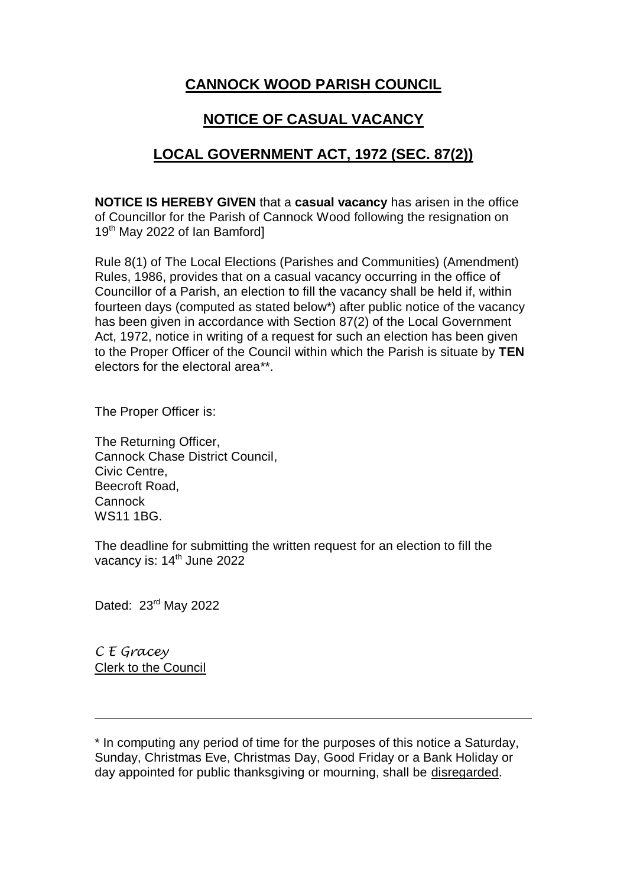# CANNOCK WOOD PARISH COUNCIL

## NOTICE OF CASUAL VACANCY

## LOCAL GOVERNMENT ACT, 1972 (SEC. 87(2))

**NOTICE IS HEREBY GIVEN** that a **casual vacancy** has arisen in the office of Councillor for the Parish of Cannock Wood following the resignation on 19th May 2022 of Ian Bamford]

Rule 8(1) of The Local Elections (Parishes and Communities) (Amendment) Rules, 1986, provides that on a casual vacancy occurring in the office of Councillor of a Parish, an election to fill the vacancy shall be held if, within fourteen days (computed as stated below*) after public notice of the vacancy has been given in accordance with Section 87(2) of the Local Government Act, 1972, notice in writing of a request for such an election has been given to the Proper Officer of the Council within which the Parish is situate by **TEN** electors for the electoral area**.

The Proper Officer is:

The Returning Officer,
Cannock Chase District Council,
Civic Centre,
Beecroft Road,
Cannock
WS11 1BG.

The deadline for submitting the written request for an election to fill the vacancy is: 14th June 2022

Dated: 23rd May 2022

*C E Gracey*
Clerk to the Council

---

* In computing any period of time for the purposes of this notice a Saturday, Sunday, Christmas Eve, Christmas Day, Good Friday or a Bank Holiday or day appointed for public thanksgiving or mourning, shall be disregarded.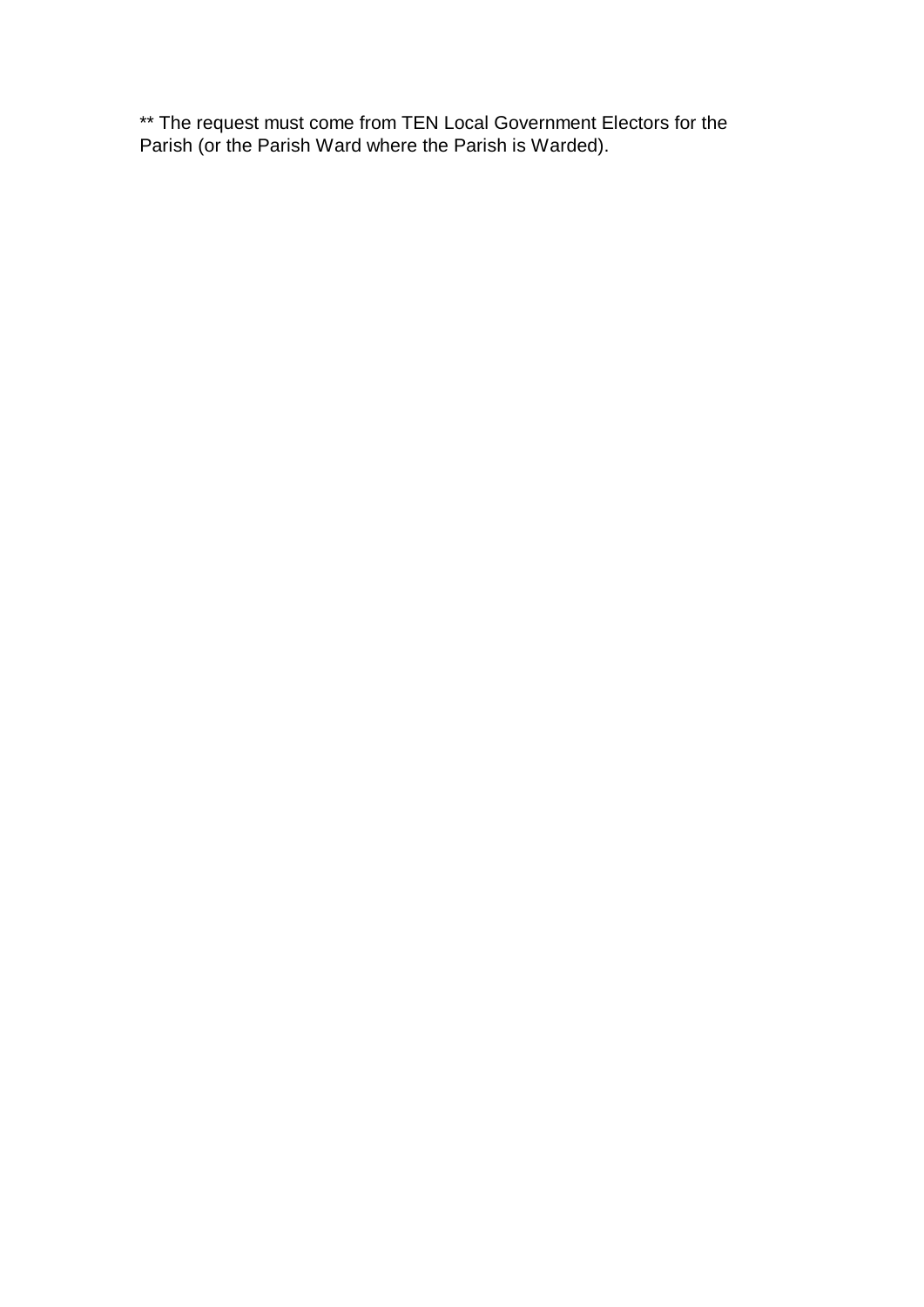** The request must come from TEN Local Government Electors for the Parish (or the Parish Ward where the Parish is Warded).